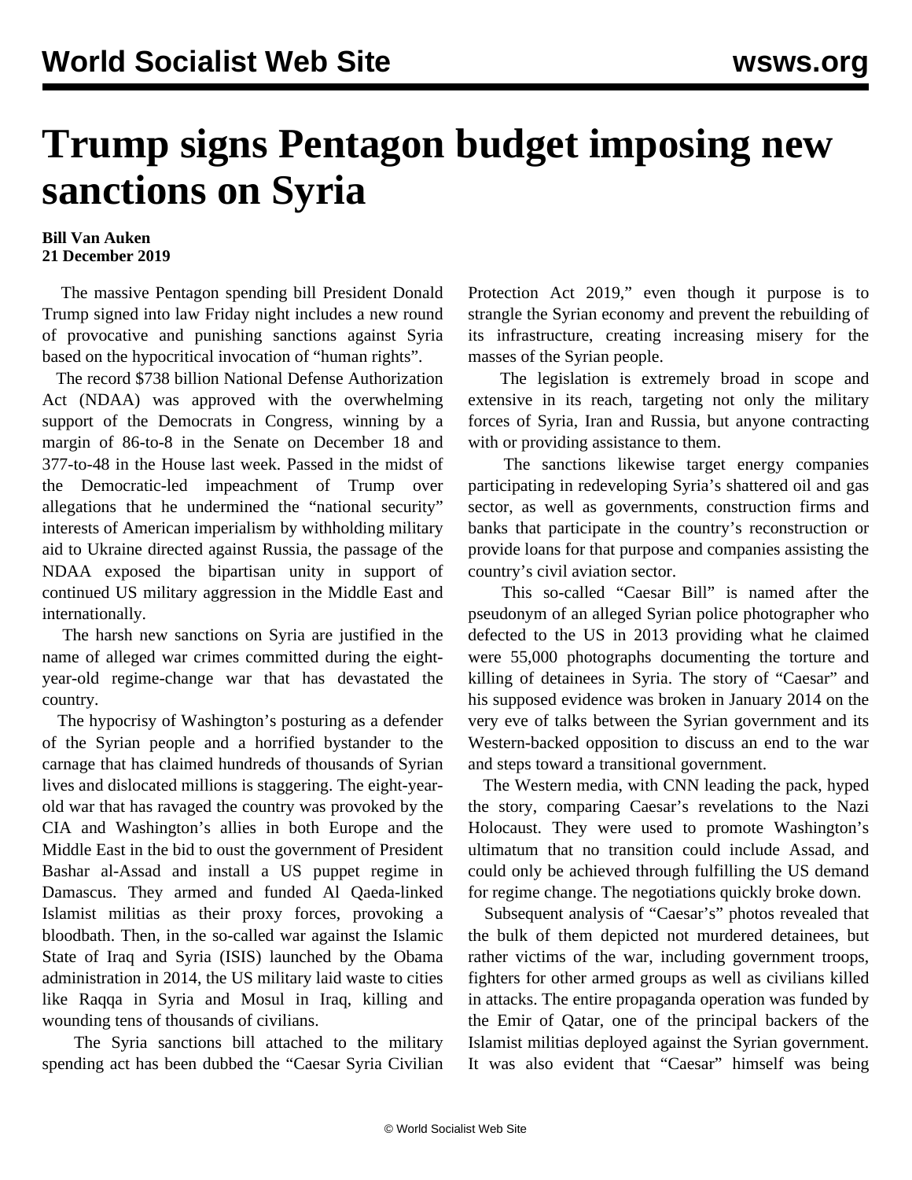# Trump signs Pentagon budget imposing new sanctions on Syria

**Bill Van Auken**
**21 December 2019**

The massive Pentagon spending bill President Donald Trump signed into law Friday night includes a new round of provocative and punishing sanctions against Syria based on the hypocritical invocation of "human rights".

The record $738 billion National Defense Authorization Act (NDAA) was approved with the overwhelming support of the Democrats in Congress, winning by a margin of 86-to-8 in the Senate on December 18 and 377-to-48 in the House last week. Passed in the midst of the Democratic-led impeachment of Trump over allegations that he undermined the "national security" interests of American imperialism by withholding military aid to Ukraine directed against Russia, the passage of the NDAA exposed the bipartisan unity in support of continued US military aggression in the Middle East and internationally.

The harsh new sanctions on Syria are justified in the name of alleged war crimes committed during the eight-year-old regime-change war that has devastated the country.

The hypocrisy of Washington's posturing as a defender of the Syrian people and a horrified bystander to the carnage that has claimed hundreds of thousands of Syrian lives and dislocated millions is staggering. The eight-year-old war that has ravaged the country was provoked by the CIA and Washington's allies in both Europe and the Middle East in the bid to oust the government of President Bashar al-Assad and install a US puppet regime in Damascus. They armed and funded Al Qaeda-linked Islamist militias as their proxy forces, provoking a bloodbath. Then, in the so-called war against the Islamic State of Iraq and Syria (ISIS) launched by the Obama administration in 2014, the US military laid waste to cities like Raqqa in Syria and Mosul in Iraq, killing and wounding tens of thousands of civilians.

The Syria sanctions bill attached to the military spending act has been dubbed the "Caesar Syria Civilian Protection Act 2019," even though it purpose is to strangle the Syrian economy and prevent the rebuilding of its infrastructure, creating increasing misery for the masses of the Syrian people.

The legislation is extremely broad in scope and extensive in its reach, targeting not only the military forces of Syria, Iran and Russia, but anyone contracting with or providing assistance to them.

The sanctions likewise target energy companies participating in redeveloping Syria's shattered oil and gas sector, as well as governments, construction firms and banks that participate in the country's reconstruction or provide loans for that purpose and companies assisting the country's civil aviation sector.

This so-called "Caesar Bill" is named after the pseudonym of an alleged Syrian police photographer who defected to the US in 2013 providing what he claimed were 55,000 photographs documenting the torture and killing of detainees in Syria. The story of "Caesar" and his supposed evidence was broken in January 2014 on the very eve of talks between the Syrian government and its Western-backed opposition to discuss an end to the war and steps toward a transitional government.

The Western media, with CNN leading the pack, hyped the story, comparing Caesar's revelations to the Nazi Holocaust. They were used to promote Washington's ultimatum that no transition could include Assad, and could only be achieved through fulfilling the US demand for regime change. The negotiations quickly broke down.

Subsequent analysis of "Caesar's" photos revealed that the bulk of them depicted not murdered detainees, but rather victims of the war, including government troops, fighters for other armed groups as well as civilians killed in attacks. The entire propaganda operation was funded by the Emir of Qatar, one of the principal backers of the Islamist militias deployed against the Syrian government. It was also evident that "Caesar" himself was being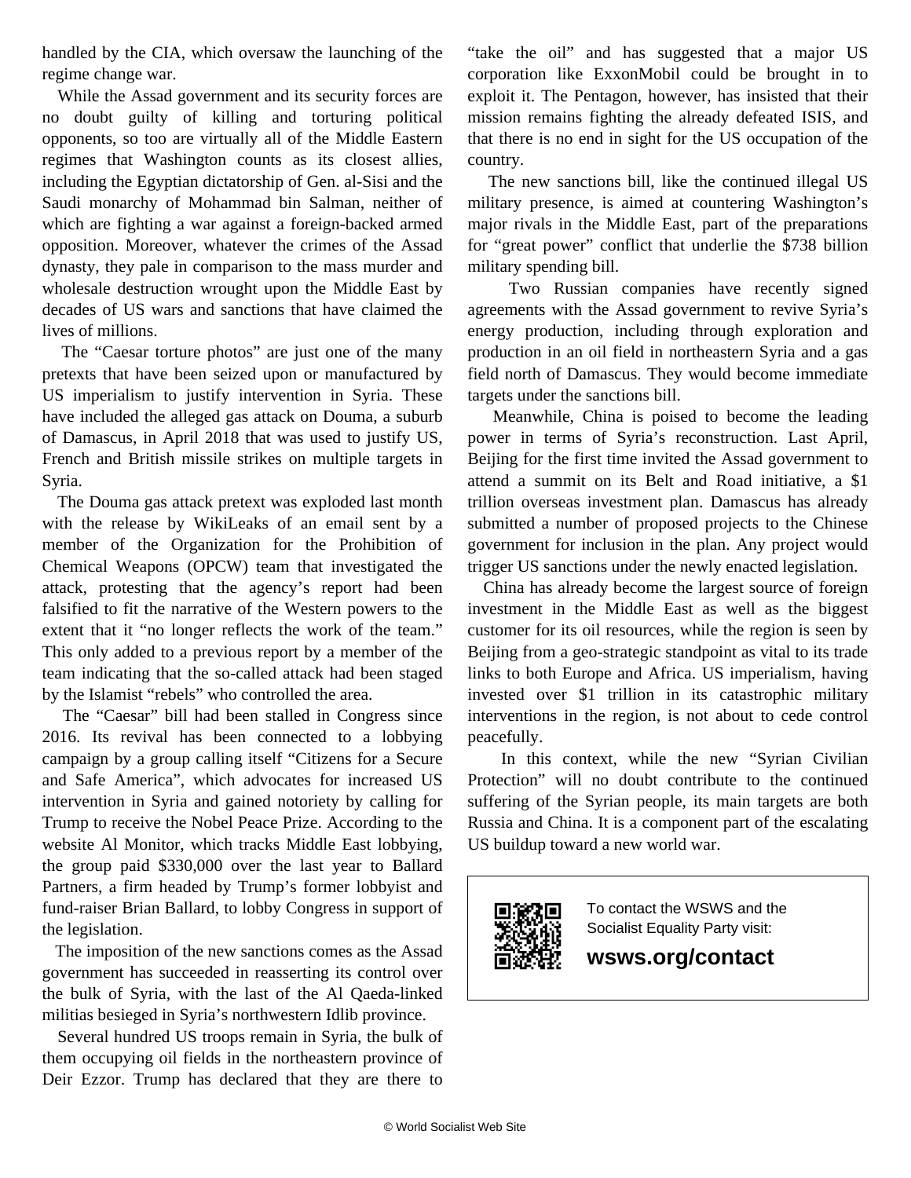handled by the CIA, which oversaw the launching of the regime change war.

While the Assad government and its security forces are no doubt guilty of killing and torturing political opponents, so too are virtually all of the Middle Eastern regimes that Washington counts as its closest allies, including the Egyptian dictatorship of Gen. al-Sisi and the Saudi monarchy of Mohammad bin Salman, neither of which are fighting a war against a foreign-backed armed opposition. Moreover, whatever the crimes of the Assad dynasty, they pale in comparison to the mass murder and wholesale destruction wrought upon the Middle East by decades of US wars and sanctions that have claimed the lives of millions.

The “Caesar torture photos” are just one of the many pretexts that have been seized upon or manufactured by US imperialism to justify intervention in Syria. These have included the alleged gas attack on Douma, a suburb of Damascus, in April 2018 that was used to justify US, French and British missile strikes on multiple targets in Syria.

The Douma gas attack pretext was exploded last month with the release by WikiLeaks of an email sent by a member of the Organization for the Prohibition of Chemical Weapons (OPCW) team that investigated the attack, protesting that the agency’s report had been falsified to fit the narrative of the Western powers to the extent that it “no longer reflects the work of the team.” This only added to a previous report by a member of the team indicating that the so-called attack had been staged by the Islamist “rebels” who controlled the area.

The “Caesar” bill had been stalled in Congress since 2016. Its revival has been connected to a lobbying campaign by a group calling itself “Citizens for a Secure and Safe America”, which advocates for increased US intervention in Syria and gained notoriety by calling for Trump to receive the Nobel Peace Prize. According to the website Al Monitor, which tracks Middle East lobbying, the group paid $330,000 over the last year to Ballard Partners, a firm headed by Trump’s former lobbyist and fund-raiser Brian Ballard, to lobby Congress in support of the legislation.

The imposition of the new sanctions comes as the Assad government has succeeded in reasserting its control over the bulk of Syria, with the last of the Al Qaeda-linked militias besieged in Syria’s northwestern Idlib province.

Several hundred US troops remain in Syria, the bulk of them occupying oil fields in the northeastern province of Deir Ezzor. Trump has declared that they are there to “take the oil” and has suggested that a major US corporation like ExxonMobil could be brought in to exploit it. The Pentagon, however, has insisted that their mission remains fighting the already defeated ISIS, and that there is no end in sight for the US occupation of the country.

The new sanctions bill, like the continued illegal US military presence, is aimed at countering Washington’s major rivals in the Middle East, part of the preparations for “great power” conflict that underlie the $738 billion military spending bill.

Two Russian companies have recently signed agreements with the Assad government to revive Syria’s energy production, including through exploration and production in an oil field in northeastern Syria and a gas field north of Damascus. They would become immediate targets under the sanctions bill.

Meanwhile, China is poised to become the leading power in terms of Syria’s reconstruction. Last April, Beijing for the first time invited the Assad government to attend a summit on its Belt and Road initiative, a $1 trillion overseas investment plan. Damascus has already submitted a number of proposed projects to the Chinese government for inclusion in the plan. Any project would trigger US sanctions under the newly enacted legislation.

China has already become the largest source of foreign investment in the Middle East as well as the biggest customer for its oil resources, while the region is seen by Beijing from a geo-strategic standpoint as vital to its trade links to both Europe and Africa. US imperialism, having invested over $1 trillion in its catastrophic military interventions in the region, is not about to cede control peacefully.

In this context, while the new “Syrian Civilian Protection” will no doubt contribute to the continued suffering of the Syrian people, its main targets are both Russia and China. It is a component part of the escalating US buildup toward a new world war.

To contact the WSWS and the Socialist Equality Party visit:

**wsws.org/contact**